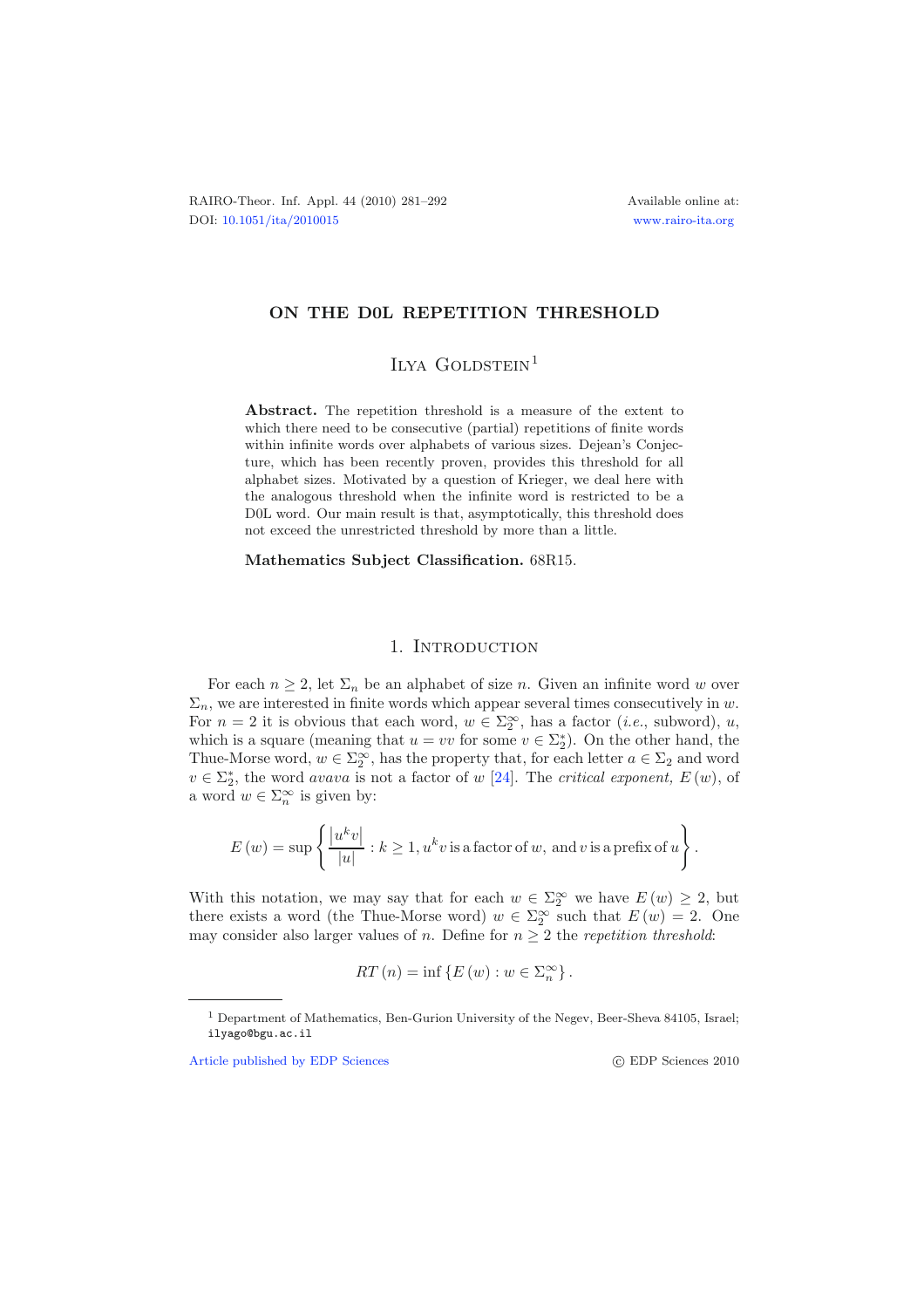# ON THE D0L REPETITION THRESHOLD

## Ilya Goldstein[1]

**Abstract.** The repetition threshold is a measure of the extent to which there need to be consecutive (partial) repetitions of finite words within infinite words over alphabets of various sizes. Dejean's Conjecture, which has been recently proven, provides this threshold for all alphabet sizes. Motivated by a question of Krieger, we deal here with the analogous threshold when the infinite word is restricted to be a D0L word. Our main result is that, asymptotically, this threshold does not exceed the unrestricted threshold by more than a little.

**Mathematics Subject Classification.** 68R15.

## 1. Introduction

For each $n \geq 2$, let $\Sigma_n$ be an alphabet of size $n$. Given an infinite word $w$ over $\Sigma_n$, we are interested in finite words which appear several times consecutively in $w$. For $n = 2$ it is obvious that each word, $w \in \Sigma_2^\infty$, has a factor (*i.e.*, subword), $u$, which is a square (meaning that $u = vv$ for some $v \in \Sigma_2^*$). On the other hand, the Thue-Morse word, $w \in \Sigma_2^\infty$, has the property that, for each letter $a \in \Sigma_2$ and word $v \in \Sigma_2^*$, the word $avava$ is not a factor of $w$ [24]. The *critical exponent,* $E(w)$, of a word $w \in \Sigma_n^\infty$ is given by:

$$E(w) = \sup \left\{ \frac{|u^k v|}{|u|} : k \geq 1, u^k v \text{ is a factor of } w, \text{ and } v \text{ is a prefix of } u \right\}.$$

With this notation, we may say that for each $w \in \Sigma_2^\infty$ we have $E(w) \geq 2$, but there exists a word (the Thue-Morse word) $w \in \Sigma_2^\infty$ such that $E(w) = 2$. One may consider also larger values of $n$. Define for $n \geq 2$ the *repetition threshold*:

$$RT(n) = \inf \{E(w) : w \in \Sigma_n^\infty\}.$$

[1] Department of Mathematics, Ben-Gurion University of the Negev, Beer-Sheva 84105, Israel; ilyago@bgu.ac.il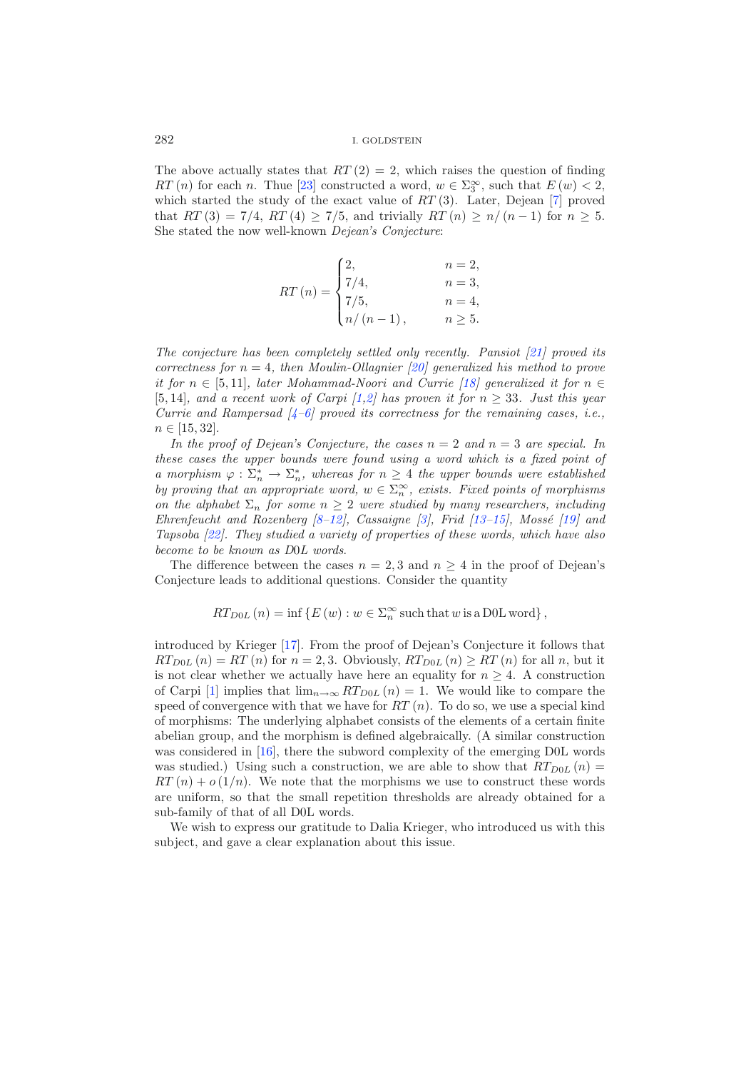The above actually states that $RT(2) = 2$, which raises the question of finding $RT(n)$ for each $n$. Thue [23] constructed a word, $w \in \Sigma_3^\infty$, such that $E(w) < 2$, which started the study of the exact value of $RT(3)$. Later, Dejean [7] proved that $RT(3) = 7/4$, $RT(4) \geq 7/5$, and trivially $RT(n) \geq n/(n-1)$ for $n \geq 5$. She stated the now well-known *Dejean's Conjecture*:

$$RT(n) = \begin{cases} 2, & n = 2, \\ 7/4, & n = 3, \\ 7/5, & n = 4, \\ n/(n-1), & n \geq 5. \end{cases}$$

*The conjecture has been completely settled only recently. Pansiot [21] proved its correctness for $n = 4$, then Moulin-Ollagnier [20] generalized his method to prove it for $n \in [5, 11]$, later Mohammad-Noori and Currie [18] generalized it for $n \in [5, 14]$, and a recent work of Carpi [1,2] has proven it for $n \geq 33$. Just this year Currie and Rampersad [4–6] proved its correctness for the remaining cases, i.e., $n \in [15, 32]$.*

*In the proof of Dejean's Conjecture, the cases $n = 2$ and $n = 3$ are special. In these cases the upper bounds were found using a word which is a fixed point of a morphism $\varphi : \Sigma_n^* \to \Sigma_n^*$, whereas for $n \geq 4$ the upper bounds were established by proving that an appropriate word, $w \in \Sigma_n^\infty$, exists. Fixed points of morphisms on the alphabet $\Sigma_n$ for some $n \geq 2$ were studied by many researchers, including Ehrenfeucht and Rozenberg [8–12], Cassaigne [3], Frid [13–15], Mossé [19] and Tapsoba [22]. They studied a variety of properties of these words, which have also become to be known as D0L words.*

The difference between the cases $n = 2, 3$ and $n \geq 4$ in the proof of Dejean's Conjecture leads to additional questions. Consider the quantity

$$RT_{D0L}(n) = \inf \{E(w) : w \in \Sigma_n^\infty \text{ such that } w \text{ is a D0L word}\},$$

introduced by Krieger [17]. From the proof of Dejean's Conjecture it follows that $RT_{D0L}(n) = RT(n)$ for $n = 2, 3$. Obviously, $RT_{D0L}(n) \geq RT(n)$ for all $n$, but it is not clear whether we actually have here an equality for $n \geq 4$. A construction of Carpi [1] implies that $\lim_{n\to\infty} RT_{D0L}(n) = 1$. We would like to compare the speed of convergence with that we have for $RT(n)$. To do so, we use a special kind of morphisms: The underlying alphabet consists of the elements of a certain finite abelian group, and the morphism is defined algebraically. (A similar construction was considered in [16], there the subword complexity of the emerging D0L words was studied.) Using such a construction, we are able to show that $RT_{D0L}(n) = RT(n) + o(1/n)$. We note that the morphisms we use to construct these words are uniform, so that the small repetition thresholds are already obtained for a sub-family of that of all D0L words.

We wish to express our gratitude to Dalia Krieger, who introduced us with this subject, and gave a clear explanation about this issue.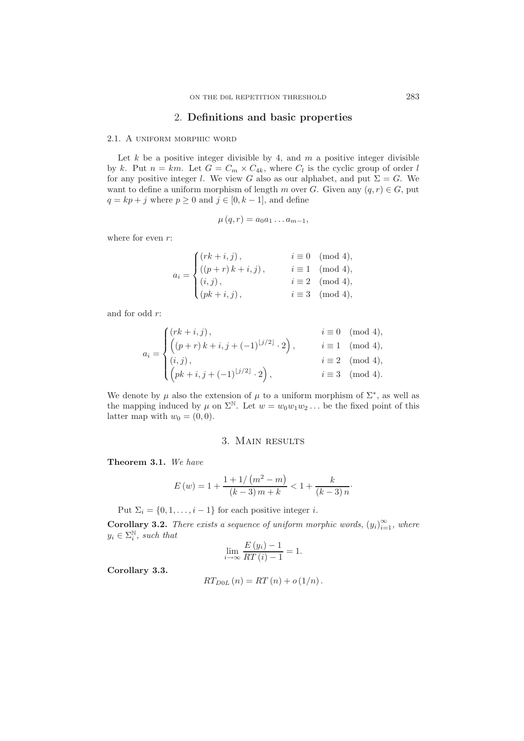## 2. **Definitions and basic properties**

### 2.1. A uniform morphic word

Let $k$ be a positive integer divisible by 4, and $m$ a positive integer divisible by $k$. Put $n = km$. Let $G = C_m \times C_{4k}$, where $C_l$ is the cyclic group of order $l$ for any positive integer $l$. We view $G$ also as our alphabet, and put $\Sigma = G$. We want to define a uniform morphism of length $m$ over $G$. Given any $(q, r) \in G$, put $q = kp + j$ where $p \geq 0$ and $j \in [0, k-1]$, and define

$$\mu(q, r) = a_0 a_1 \ldots a_{m-1},$$

where for even $r$:

$$a_i = \begin{cases} (rk + i, j), & i \equiv 0 \pmod 4, \\ ((p + r)k + i, j), & i \equiv 1 \pmod 4, \\ (i, j), & i \equiv 2 \pmod 4, \\ (pk + i, j), & i \equiv 3 \pmod 4, \end{cases}$$

and for odd $r$:

$$a_i = \begin{cases} (rk + i, j), & i \equiv 0 \pmod 4, \\ \left((p + r)k + i, j + (-1)^{\lfloor j/2 \rfloor} \cdot 2\right), & i \equiv 1 \pmod 4, \\ (i, j), & i \equiv 2 \pmod 4, \\ \left(pk + i, j + (-1)^{\lfloor j/2 \rfloor} \cdot 2\right), & i \equiv 3 \pmod 4. \end{cases}$$

We denote by $\mu$ also the extension of $\mu$ to a uniform morphism of $\Sigma^*$, as well as the mapping induced by $\mu$ on $\Sigma^{\mathbb{N}}$. Let $w = w_0 w_1 w_2 \ldots$ be the fixed point of this latter map with $w_0 = (0, 0)$.

## 3. Main results

**Theorem 3.1.** *We have*

$$E(w) = 1 + \frac{1 + 1/\left(m^2 - m\right)}{(k-3)m + k} < 1 + \frac{k}{(k-3)n}.$$

Put $\Sigma_i = \{0, 1, \ldots, i-1\}$ for each positive integer $i$.

**Corollary 3.2.** *There exists a sequence of uniform morphic words, $(y_i)_{i=1}^{\infty}$, where $y_i \in \Sigma_i^{\mathbb{N}}$, such that*

$$\lim_{i \to \infty} \frac{E(y_i) - 1}{RT(i) - 1} = 1.$$

**Corollary 3.3.**

$$RT_{D0L}(n) = RT(n) + o(1/n).$$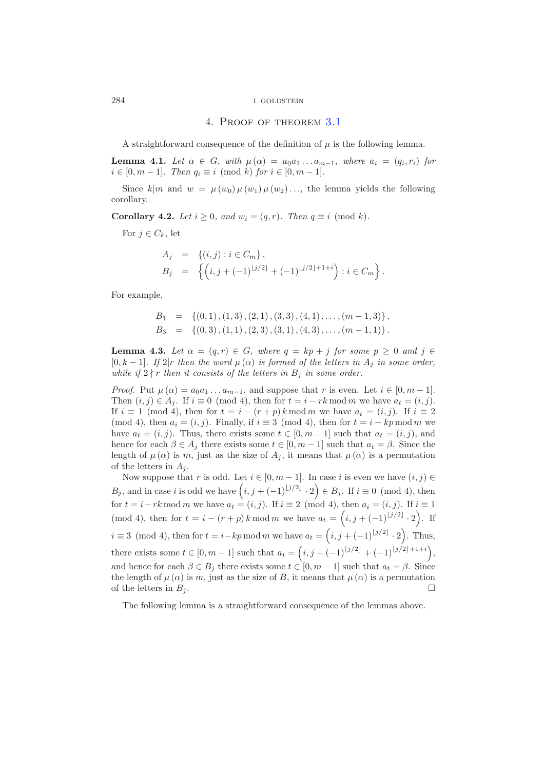## 4. Proof of theorem 3.1

A straightforward consequence of the definition of $\mu$ is the following lemma.

**Lemma 4.1.** *Let $\alpha \in G$, with $\mu(\alpha) = a_0 a_1 \ldots a_{m-1}$, where $a_i = (q_i, r_i)$ for $i \in [0, m-1]$. Then $q_i \equiv i \pmod{k}$ for $i \in [0, m-1]$.*

Since $k|m$ and $w = \mu(w_0)\mu(w_1)\mu(w_2)\ldots$, the lemma yields the following corollary.

**Corollary 4.2.** *Let $i \geq 0$, and $w_i = (q, r)$. Then $q \equiv i \pmod{k}$.*

For $j \in C_k$, let

$$
\begin{aligned}
A_j &= \{(i, j) : i \in C_m\}, \\
B_j &= \left\{\left(i, j + (-1)^{\lfloor j/2 \rfloor} + (-1)^{\lfloor j/2 \rfloor + 1 + i}\right) : i \in C_m\right\}.
\end{aligned}
$$

For example,

$$
\begin{aligned}
B_1 &= \{(0,1), (1,3), (2,1), (3,3), (4,1), \ldots, (m-1,3)\}, \\
B_3 &= \{(0,3), (1,1), (2,3), (3,1), (4,3), \ldots, (m-1,1)\}.
\end{aligned}
$$

**Lemma 4.3.** *Let $\alpha = (q, r) \in G$, where $q = kp + j$ for some $p \geq 0$ and $j \in [0, k-1]$. If $2|r$ then the word $\mu(\alpha)$ is formed of the letters in $A_j$ in some order, while if $2 \nmid r$ then it consists of the letters in $B_j$ in some order.*

*Proof.* Put $\mu(\alpha) = a_0 a_1 \ldots a_{m-1}$, and suppose that $r$ is even. Let $i \in [0, m-1]$. Then $(i, j) \in A_j$. If $i \equiv 0 \pmod 4$, then for $t = i - rk \bmod m$ we have $a_t = (i, j)$. If $i \equiv 1 \pmod 4$, then for $t = i - (r+p)k \bmod m$ we have $a_t = (i, j)$. If $i \equiv 2 \pmod 4$, then $a_i = (i, j)$. Finally, if $i \equiv 3 \pmod 4$, then for $t = i - kp \bmod m$ we have $a_t = (i, j)$. Thus, there exists some $t \in [0, m-1]$ such that $a_t = (i, j)$, and hence for each $\beta \in A_j$ there exists some $t \in [0, m-1]$ such that $a_t = \beta$. Since the length of $\mu(\alpha)$ is $m$, just as the size of $A_j$, it means that $\mu(\alpha)$ is a permutation of the letters in $A_j$.

Now suppose that $r$ is odd. Let $i \in [0, m-1]$. In case $i$ is even we have $(i, j) \in B_j$, and in case $i$ is odd we have $\left(i, j + (-1)^{\lfloor j/2 \rfloor} \cdot 2\right) \in B_j$. If $i \equiv 0 \pmod 4$, then for $t = i - rk \bmod m$ we have $a_t = (i, j)$. If $i \equiv 2 \pmod 4$, then $a_i = (i, j)$. If $i \equiv 1 \pmod 4$, then for $t = i - (r+p)k \bmod m$ we have $a_t = \left(i, j + (-1)^{\lfloor j/2 \rfloor} \cdot 2\right)$. If $i \equiv 3 \pmod 4$, then for $t = i - kp \bmod m$ we have $a_t = \left(i, j + (-1)^{\lfloor j/2 \rfloor} \cdot 2\right)$. Thus, there exists some $t \in [0, m-1]$ such that $a_t = \left(i, j + (-1)^{\lfloor j/2 \rfloor} + (-1)^{\lfloor j/2 \rfloor + 1 + i}\right)$, and hence for each $\beta \in B_j$ there exists some $t \in [0, m-1]$ such that $a_t = \beta$. Since the length of $\mu(\alpha)$ is $m$, just as the size of $B$, it means that $\mu(\alpha)$ is a permutation of the letters in $B_j$. $\square$

The following lemma is a straightforward consequence of the lemmas above.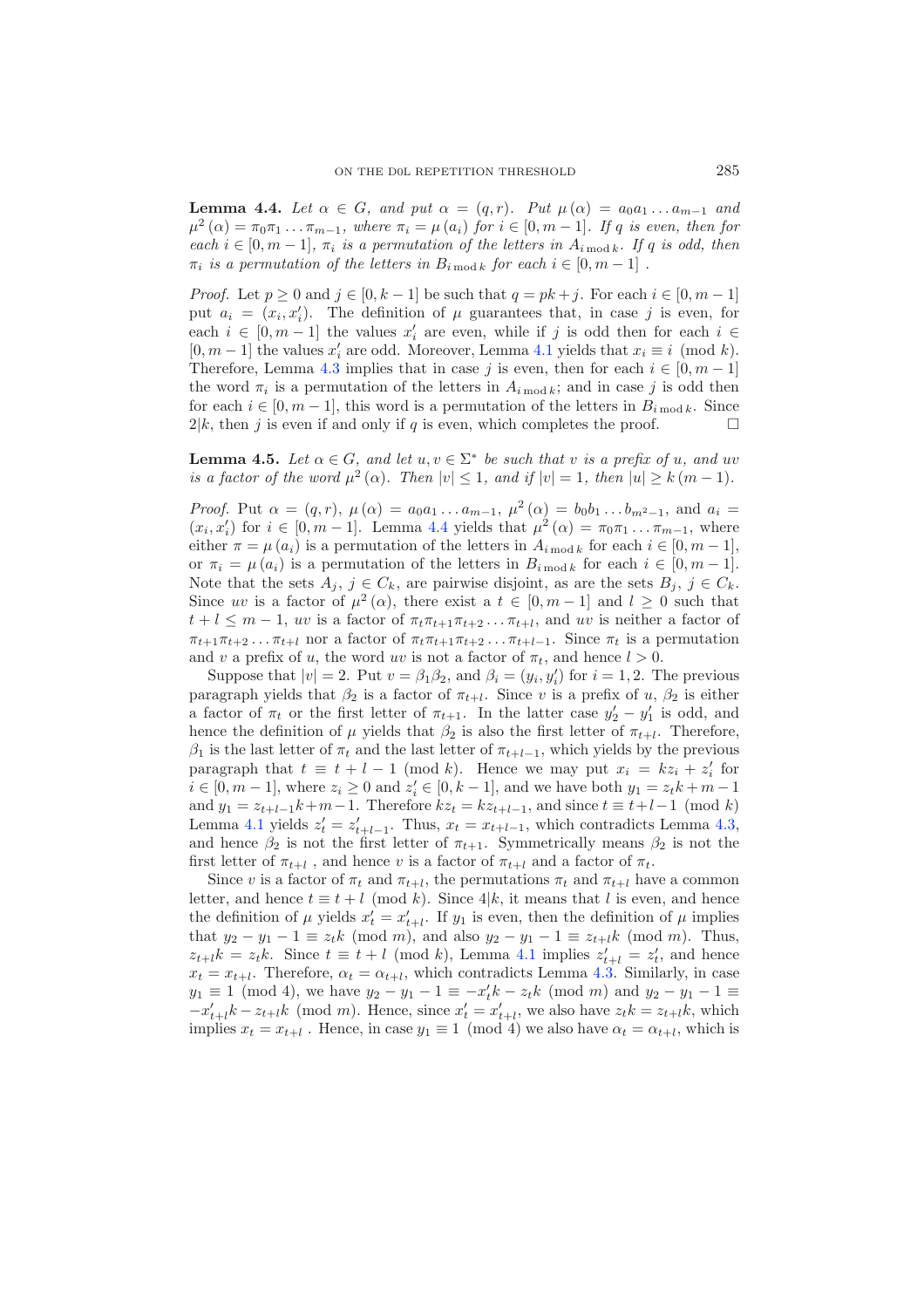**Lemma 4.4.** *Let $\alpha \in G$, and put $\alpha = (q,r)$. Put $\mu(\alpha) = a_0 a_1 \dots a_{m-1}$ and $\mu^2(\alpha) = \pi_0 \pi_1 \dots \pi_{m-1}$, where $\pi_i = \mu(a_i)$ for $i \in [0, m-1]$. If $q$ is even, then for each $i \in [0, m-1]$, $\pi_i$ is a permutation of the letters in $A_{i \bmod k}$. If $q$ is odd, then $\pi_i$ is a permutation of the letters in $B_{i \bmod k}$ for each $i \in [0, m-1]$ .*

*Proof.* Let $p \geq 0$ and $j \in [0, k-1]$ be such that $q = pk + j$. For each $i \in [0, m-1]$ put $a_i = (x_i, x_i')$. The definition of $\mu$ guarantees that, in case $j$ is even, for each $i \in [0, m-1]$ the values $x_i'$ are even, while if $j$ is odd then for each $i \in [0, m-1]$ the values $x_i'$ are odd. Moreover, Lemma 4.1 yields that $x_i \equiv i \pmod{k}$. Therefore, Lemma 4.3 implies that in case $j$ is even, then for each $i \in [0, m-1]$ the word $\pi_i$ is a permutation of the letters in $A_{i \bmod k}$; and in case $j$ is odd then for each $i \in [0, m-1]$, this word is a permutation of the letters in $B_{i \bmod k}$. Since $2|k$, then $j$ is even if and only if $q$ is even, which completes the proof. $\square$

**Lemma 4.5.** *Let $\alpha \in G$, and let $u, v \in \Sigma^*$ be such that $v$ is a prefix of $u$, and $uv$ is a factor of the word $\mu^2(\alpha)$. Then $|v| \leq 1$, and if $|v| = 1$, then $|u| \geq k(m-1)$.*

*Proof.* Put $\alpha = (q,r)$, $\mu(\alpha) = a_0 a_1 \dots a_{m-1}$, $\mu^2(\alpha) = b_0 b_1 \dots b_{m^2-1}$, and $a_i = (x_i, x_i')$ for $i \in [0, m-1]$. Lemma 4.4 yields that $\mu^2(\alpha) = \pi_0 \pi_1 \dots \pi_{m-1}$, where either $\pi = \mu(a_i)$ is a permutation of the letters in $A_{i \bmod k}$ for each $i \in [0, m-1]$, or $\pi_i = \mu(a_i)$ is a permutation of the letters in $B_{i \bmod k}$ for each $i \in [0, m-1]$. Note that the sets $A_j$, $j \in C_k$, are pairwise disjoint, as are the sets $B_j$, $j \in C_k$. Since $uv$ is a factor of $\mu^2(\alpha)$, there exist a $t \in [0, m-1]$ and $l \geq 0$ such that $t + l \leq m-1$, $uv$ is a factor of $\pi_t \pi_{t+1} \pi_{t+2} \dots \pi_{t+l}$, and $uv$ is neither a factor of $\pi_{t+1} \pi_{t+2} \dots \pi_{t+l}$ nor a factor of $\pi_t \pi_{t+1} \pi_{t+2} \dots \pi_{t+l-1}$. Since $\pi_t$ is a permutation and $v$ a prefix of $u$, the word $uv$ is not a factor of $\pi_t$, and hence $l > 0$.

Suppose that $|v| = 2$. Put $v = \beta_1 \beta_2$, and $\beta_i = (y_i, y_i')$ for $i = 1, 2$. The previous paragraph yields that $\beta_2$ is a factor of $\pi_{t+l}$. Since $v$ is a prefix of $u$, $\beta_2$ is either a factor of $\pi_t$ or the first letter of $\pi_{t+1}$. In the latter case $y_2' - y_1'$ is odd, and hence the definition of $\mu$ yields that $\beta_2$ is also the first letter of $\pi_{t+l}$. Therefore, $\beta_1$ is the last letter of $\pi_t$ and the last letter of $\pi_{t+l-1}$, which yields by the previous paragraph that $t \equiv t + l - 1 \pmod{k}$. Hence we may put $x_i = k z_i + z_i'$ for $i \in [0, m-1]$, where $z_i \geq 0$ and $z_i' \in [0, k-1]$, and we have both $y_1 = z_t k + m - 1$ and $y_1 = z_{t+l-1} k + m - 1$. Therefore $k z_t = k z_{t+l-1}$, and since $t \equiv t + l - 1 \pmod{k}$ Lemma 4.1 yields $z_t' = z_{t+l-1}'$. Thus, $x_t = x_{t+l-1}$, which contradicts Lemma 4.3, and hence $\beta_2$ is not the first letter of $\pi_{t+1}$. Symmetrically means $\beta_2$ is not the first letter of $\pi_{t+l}$ , and hence $v$ is a factor of $\pi_{t+l}$ and a factor of $\pi_t$.

Since $v$ is a factor of $\pi_t$ and $\pi_{t+l}$, the permutations $\pi_t$ and $\pi_{t+l}$ have a common letter, and hence $t \equiv t + l \pmod{k}$. Since $4|k$, it means that $l$ is even, and hence the definition of $\mu$ yields $x_t' = x_{t+l}'$. If $y_1$ is even, then the definition of $\mu$ implies that $y_2 - y_1 - 1 \equiv z_t k \pmod{m}$, and also $y_2 - y_1 - 1 \equiv z_{t+l} k \pmod{m}$. Thus, $z_{t+l} k = z_t k$. Since $t \equiv t + l \pmod{k}$, Lemma 4.1 implies $z_{t+l}' = z_t'$, and hence $x_t = x_{t+l}$. Therefore, $\alpha_t = \alpha_{t+l}$, which contradicts Lemma 4.3. Similarly, in case $y_1 \equiv 1 \pmod{4}$, we have $y_2 - y_1 - 1 \equiv -x_t' k - z_t k \pmod{m}$ and $y_2 - y_1 - 1 \equiv -x_{t+l}' k - z_{t+l} k \pmod{m}$. Hence, since $x_t' = x_{t+l}'$, we also have $z_t k = z_{t+l} k$, which implies $x_t = x_{t+l}$ . Hence, in case $y_1 \equiv 1 \pmod{4}$ we also have $\alpha_t = \alpha_{t+l}$, which is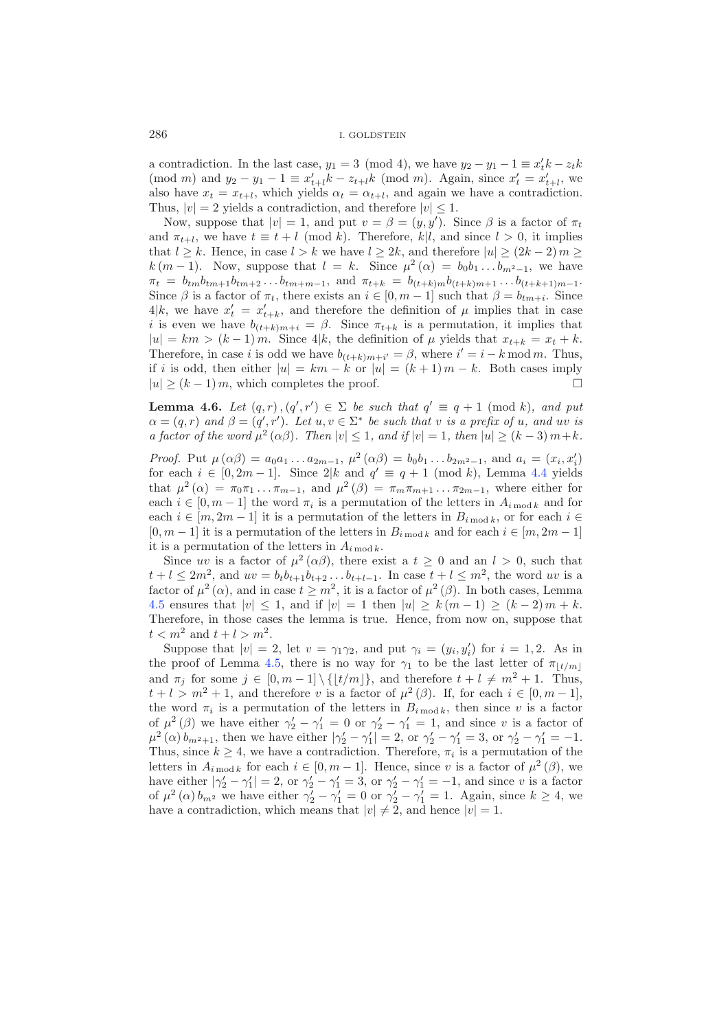a contradiction. In the last case, $y_1 = 3 \pmod 4$, we have $y_2 - y_1 - 1 \equiv x'_t k - z_t k \pmod m$ and $y_2 - y_1 - 1 \equiv x'_{t+l} k - z_{t+l} k \pmod m$. Again, since $x'_t = x'_{t+l}$, we also have $x_t = x_{t+l}$, which yields $\alpha_t = \alpha_{t+l}$, and again we have a contradiction. Thus, $|v| = 2$ yields a contradiction, and therefore $|v| \leq 1$.

Now, suppose that $|v| = 1$, and put $v = \beta = (y, y')$. Since $\beta$ is a factor of $\pi_t$ and $\pi_{t+l}$, we have $t \equiv t + l \pmod k$. Therefore, $k|l$, and since $l > 0$, it implies that $l \geq k$. Hence, in case $l > k$ we have $l \geq 2k$, and therefore $|u| \geq (2k-2)m \geq k(m-1)$. Now, suppose that $l = k$. Since $\mu^2(\alpha) = b_0 b_1 \ldots b_{m^2-1}$, we have $\pi_t = b_{tm} b_{tm+1} b_{tm+2} \ldots b_{tm+m-1}$, and $\pi_{t+k} = b_{(t+k)m} b_{(t+k)m+1} \ldots b_{(t+k+1)m-1}$. Since $\beta$ is a factor of $\pi_t$, there exists an $i \in [0, m-1]$ such that $\beta = b_{tm+i}$. Since $4|k$, we have $x'_t = x'_{t+k}$, and therefore the definition of $\mu$ implies that in case $i$ is even we have $b_{(t+k)m+i} = \beta$. Since $\pi_{t+k}$ is a permutation, it implies that $|u| = km > (k-1)m$. Since $4|k$, the definition of $\mu$ yields that $x_{t+k} = x_t + k$. Therefore, in case $i$ is odd we have $b_{(t+k)m+i'} = \beta$, where $i' = i - k \bmod m$. Thus, if $i$ is odd, then either $|u| = km - k$ or $|u| = (k+1)m - k$. Both cases imply $|u| \geq (k-1)m$, which completes the proof. □

**Lemma 4.6.** *Let $(q, r), (q', r') \in \Sigma$ be such that $q' \equiv q + 1 \pmod k$, and put $\alpha = (q, r)$ and $\beta = (q', r')$. Let $u, v \in \Sigma^*$ be such that $v$ is a prefix of $u$, and $uv$ is a factor of the word $\mu^2(\alpha\beta)$. Then $|v| \leq 1$, and if $|v| = 1$, then $|u| \geq (k-3)m + k$.*

*Proof.* Put $\mu(\alpha\beta) = a_0 a_1 \ldots a_{2m-1}$, $\mu^2(\alpha\beta) = b_0 b_1 \ldots b_{2m^2-1}$, and $a_i = (x_i, x'_i)$ for each $i \in [0, 2m-1]$. Since $2|k$ and $q' \equiv q + 1 \pmod k$, Lemma 4.4 yields that $\mu^2(\alpha) = \pi_0 \pi_1 \ldots \pi_{m-1}$, and $\mu^2(\beta) = \pi_m \pi_{m+1} \ldots \pi_{2m-1}$, where either for each $i \in [0, m-1]$ the word $\pi_i$ is a permutation of the letters in $A_{i \bmod k}$ and for each $i \in [m, 2m-1]$ it is a permutation of the letters in $B_{i \bmod k}$, or for each $i \in [0, m-1]$ it is a permutation of the letters in $B_{i \bmod k}$ and for each $i \in [m, 2m-1]$ it is a permutation of the letters in $A_{i \bmod k}$.

Since $uv$ is a factor of $\mu^2(\alpha\beta)$, there exist a $t \geq 0$ and an $l > 0$, such that $t + l \leq 2m^2$, and $uv = b_t b_{t+1} b_{t+2} \ldots b_{t+l-1}$. In case $t + l \leq m^2$, the word $uv$ is a factor of $\mu^2(\alpha)$, and in case $t \geq m^2$, it is a factor of $\mu^2(\beta)$. In both cases, Lemma 4.5 ensures that $|v| \leq 1$, and if $|v| = 1$ then $|u| \geq k(m-1) \geq (k-2)m + k$. Therefore, in those cases the lemma is true. Hence, from now on, suppose that $t < m^2$ and $t + l > m^2$.

Suppose that $|v| = 2$, let $v = \gamma_1 \gamma_2$, and put $\gamma_i = (y_i, y'_i)$ for $i = 1, 2$. As in the proof of Lemma 4.5, there is no way for $\gamma_1$ to be the last letter of $\pi_{\lfloor t/m \rfloor}$ and $\pi_j$ for some $j \in [0, m-1] \setminus \{\lfloor t/m \rfloor\}$, and therefore $t + l \neq m^2 + 1$. Thus, $t + l > m^2 + 1$, and therefore $v$ is a factor of $\mu^2(\beta)$. If, for each $i \in [0, m-1]$, the word $\pi_i$ is a permutation of the letters in $B_{i \bmod k}$, then since $v$ is a factor of $\mu^2(\beta)$ we have either $\gamma'_2 - \gamma'_1 = 0$ or $\gamma'_2 - \gamma'_1 = 1$, and since $v$ is a factor of $\mu^2(\alpha) b_{m^2+1}$, then we have either $|\gamma'_2 - \gamma'_1| = 2$, or $\gamma'_2 - \gamma'_1 = 3$, or $\gamma'_2 - \gamma'_1 = -1$. Thus, since $k \geq 4$, we have a contradiction. Therefore, $\pi_i$ is a permutation of the letters in $A_{i \bmod k}$ for each $i \in [0, m-1]$. Hence, since $v$ is a factor of $\mu^2(\beta)$, we have either $|\gamma'_2 - \gamma'_1| = 2$, or $\gamma'_2 - \gamma'_1 = 3$, or $\gamma'_2 - \gamma'_1 = -1$, and since $v$ is a factor of $\mu^2(\alpha) b_{m^2}$ we have either $\gamma'_2 - \gamma'_1 = 0$ or $\gamma'_2 - \gamma'_1 = 1$. Again, since $k \geq 4$, we have a contradiction, which means that $|v| \neq 2$, and hence $|v| = 1$.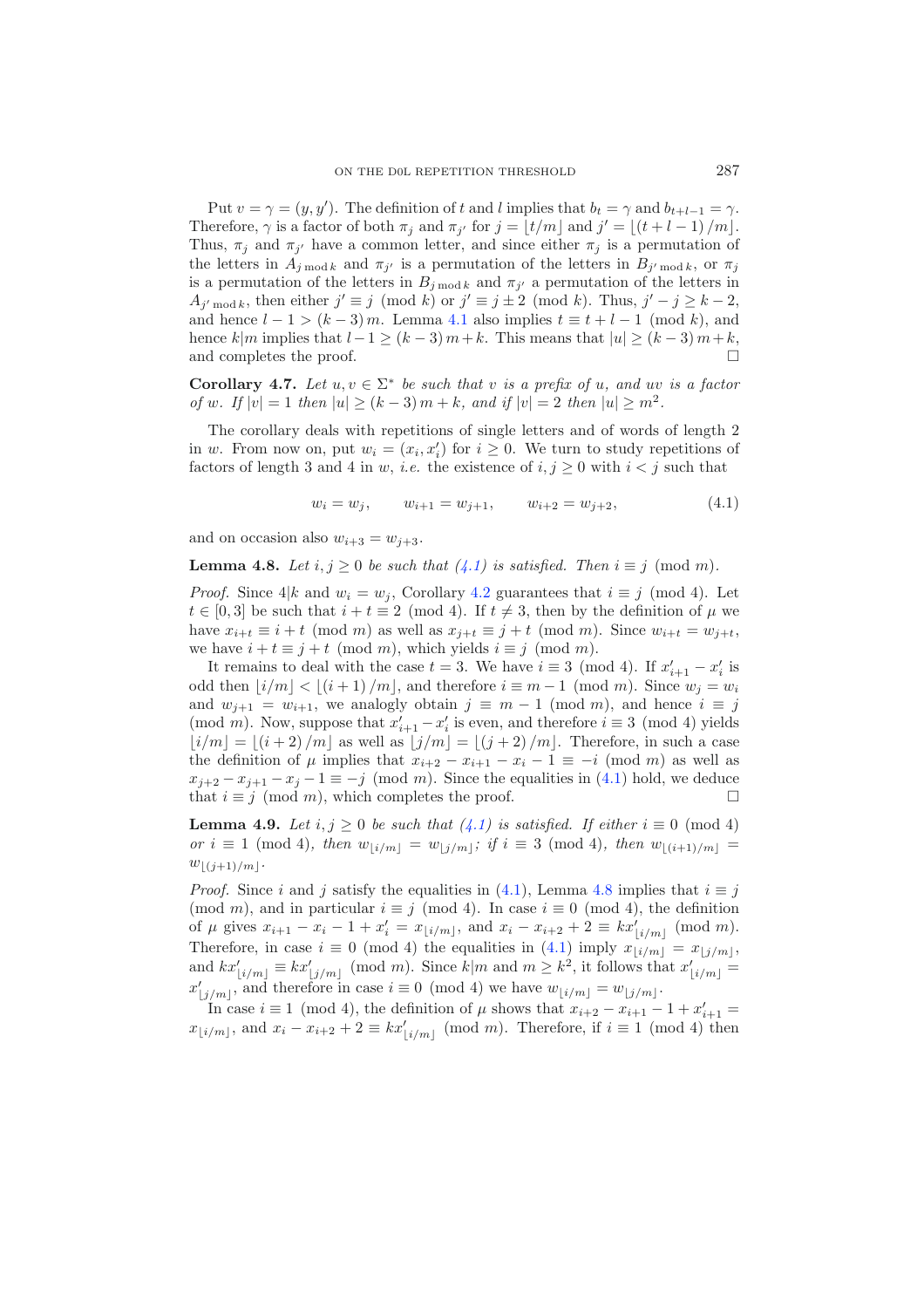Put $v = \gamma = (y, y')$. The definition of $t$ and $l$ implies that $b_t = \gamma$ and $b_{t+l-1} = \gamma$. Therefore, $\gamma$ is a factor of both $\pi_j$ and $\pi_{j'}$ for $j = \lfloor t/m \rfloor$ and $j' = \lfloor (t + l - 1)/m \rfloor$. Thus, $\pi_j$ and $\pi_{j'}$ have a common letter, and since either $\pi_j$ is a permutation of the letters in $A_{j \bmod k}$ and $\pi_{j'}$ is a permutation of the letters in $B_{j' \bmod k}$, or $\pi_j$ is a permutation of the letters in $B_{j \bmod k}$ and $\pi_{j'}$ a permutation of the letters in $A_{j' \bmod k}$, then either $j' \equiv j \pmod k$ or $j' \equiv j \pm 2 \pmod k$. Thus, $j' - j \geq k - 2$, and hence $l - 1 > (k-3)\,m$. Lemma 4.1 also implies $t \equiv t + l - 1 \pmod k$, and hence $k|m$ implies that $l - 1 \geq (k-3)\,m + k$. This means that $|u| \geq (k-3)\,m + k$, and completes the proof. □

**Corollary 4.7.** *Let $u, v \in \Sigma^*$ be such that $v$ is a prefix of $u$, and $uv$ is a factor of $w$. If $|v| = 1$ then $|u| \geq (k-3)\,m + k$, and if $|v| = 2$ then $|u| \geq m^2$.*

The corollary deals with repetitions of single letters and of words of length 2 in $w$. From now on, put $w_i = (x_i, x'_i)$ for $i \geq 0$. We turn to study repetitions of factors of length 3 and 4 in $w$, *i.e.* the existence of $i, j \geq 0$ with $i < j$ such that

$$w_i = w_j, \qquad w_{i+1} = w_{j+1}, \qquad w_{i+2} = w_{j+2}, \tag{4.1}$$

and on occasion also $w_{i+3} = w_{j+3}$.

**Lemma 4.8.** *Let $i, j \geq 0$ be such that (4.1) is satisfied. Then $i \equiv j \pmod m$.*

*Proof.* Since $4|k$ and $w_i = w_j$, Corollary 4.2 guarantees that $i \equiv j \pmod 4$. Let $t \in [0, 3]$ be such that $i + t \equiv 2 \pmod 4$. If $t \neq 3$, then by the definition of $\mu$ we have $x_{i+t} \equiv i + t \pmod m$ as well as $x_{j+t} \equiv j + t \pmod m$. Since $w_{i+t} = w_{j+t}$, we have $i + t \equiv j + t \pmod m$, which yields $i \equiv j \pmod m$.

It remains to deal with the case $t = 3$. We have $i \equiv 3 \pmod 4$. If $x'_{i+1} - x'_i$ is odd then $\lfloor i/m \rfloor < \lfloor (i+1)/m \rfloor$, and therefore $i \equiv m - 1 \pmod m$. Since $w_j = w_i$ and $w_{j+1} = w_{i+1}$, we analogly obtain $j \equiv m - 1 \pmod m$, and hence $i \equiv j \pmod m$. Now, suppose that $x'_{i+1} - x'_i$ is even, and therefore $i \equiv 3 \pmod 4$ yields $\lfloor i/m \rfloor = \lfloor (i+2)/m \rfloor$ as well as $\lfloor j/m \rfloor = \lfloor (j+2)/m \rfloor$. Therefore, in such a case the definition of $\mu$ implies that $x_{i+2} - x_{i+1} - x_i - 1 \equiv -i \pmod m$ as well as $x_{j+2} - x_{j+1} - x_j - 1 \equiv -j \pmod m$. Since the equalities in (4.1) hold, we deduce that $i \equiv j \pmod m$, which completes the proof. □

**Lemma 4.9.** *Let $i, j \geq 0$ be such that (4.1) is satisfied. If either $i \equiv 0 \pmod 4$ or $i \equiv 1 \pmod 4$, then $w_{\lfloor i/m \rfloor} = w_{\lfloor j/m \rfloor}$; if $i \equiv 3 \pmod 4$, then $w_{\lfloor (i+1)/m \rfloor} = w_{\lfloor (j+1)/m \rfloor}$.*

*Proof.* Since $i$ and $j$ satisfy the equalities in (4.1), Lemma 4.8 implies that $i \equiv j \pmod m$, and in particular $i \equiv j \pmod 4$. In case $i \equiv 0 \pmod 4$, the definition of $\mu$ gives $x_{i+1} - x_i - 1 + x'_i = x_{\lfloor i/m \rfloor}$, and $x_i - x_{i+2} + 2 \equiv kx'_{\lfloor i/m \rfloor} \pmod m$. Therefore, in case $i \equiv 0 \pmod 4$ the equalities in (4.1) imply $x_{\lfloor i/m \rfloor} = x_{\lfloor j/m \rfloor}$, and $kx'_{\lfloor i/m \rfloor} \equiv kx'_{\lfloor j/m \rfloor} \pmod m$. Since $k|m$ and $m \geq k^2$, it follows that $x'_{\lfloor i/m \rfloor} = x'_{\lfloor j/m \rfloor}$, and therefore in case $i \equiv 0 \pmod 4$ we have $w_{\lfloor i/m \rfloor} = w_{\lfloor j/m \rfloor}$.

In case $i \equiv 1 \pmod 4$, the definition of $\mu$ shows that $x_{i+2} - x_{i+1} - 1 + x'_{i+1} = x_{\lfloor i/m \rfloor}$, and $x_i - x_{i+2} + 2 \equiv kx'_{\lfloor i/m \rfloor} \pmod m$. Therefore, if $i \equiv 1 \pmod 4$ then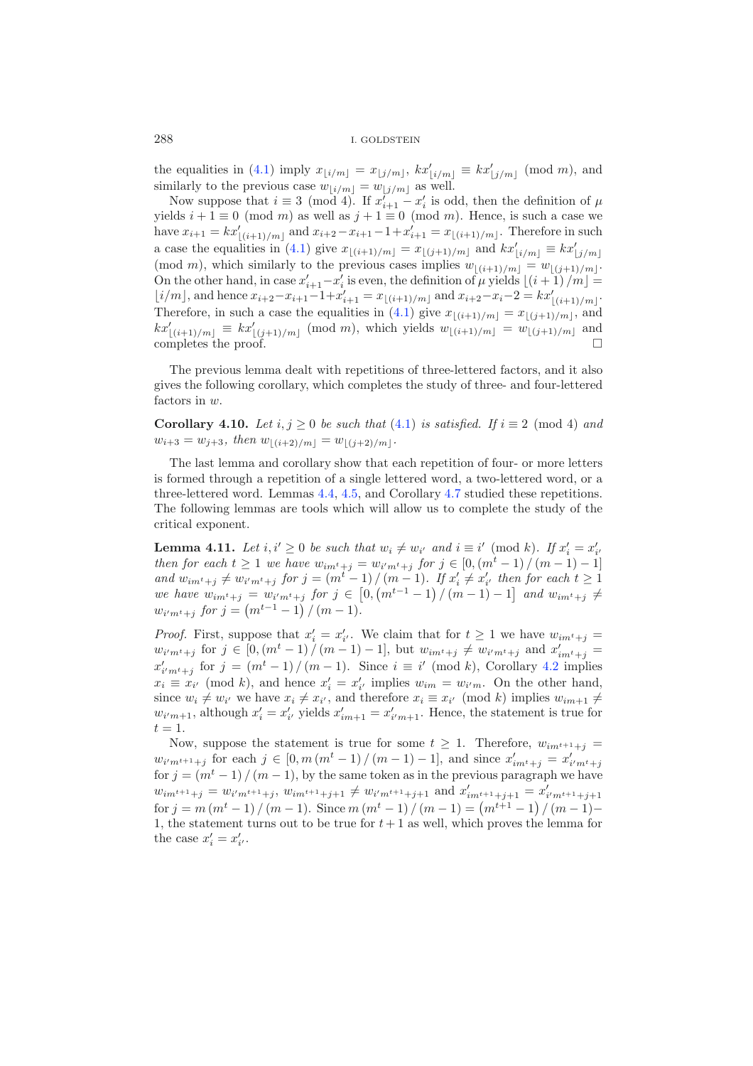the equalities in (4.1) imply $x_{\lfloor i/m \rfloor} = x_{\lfloor j/m \rfloor}$, $kx'_{\lfloor i/m \rfloor} \equiv kx'_{\lfloor j/m \rfloor} \pmod{m}$, and similarly to the previous case $w_{\lfloor i/m \rfloor} = w_{\lfloor j/m \rfloor}$ as well.

Now suppose that $i \equiv 3 \pmod 4$. If $x'_{i+1} - x'_i$ is odd, then the definition of $\mu$ yields $i+1 \equiv 0 \pmod m$ as well as $j+1 \equiv 0 \pmod m$. Hence, is such a case we have $x_{i+1} = kx'_{\lfloor (i+1)/m \rfloor}$ and $x_{i+2} - x_{i+1} - 1 + x'_{i+1} = x_{\lfloor (i+1)/m \rfloor}$. Therefore in such a case the equalities in (4.1) give $x_{\lfloor (i+1)/m \rfloor} = x_{\lfloor (j+1)/m \rfloor}$ and $kx'_{\lfloor i/m \rfloor} \equiv kx'_{\lfloor j/m \rfloor}$ $\pmod m$, which similarly to the previous cases implies $w_{\lfloor (i+1)/m \rfloor} = w_{\lfloor (j+1)/m \rfloor}$. On the other hand, in case $x'_{i+1} - x'_i$ is even, the definition of $\mu$ yields $\lfloor (i+1)/m \rfloor = \lfloor i/m \rfloor$, and hence $x_{i+2} - x_{i+1} - 1 + x'_{i+1} = x_{\lfloor (i+1)/m \rfloor}$ and $x_{i+2} - x_i - 2 = kx'_{\lfloor (i+1)/m \rfloor}$. Therefore, in such a case the equalities in (4.1) give $x_{\lfloor (i+1)/m \rfloor} = x_{\lfloor (j+1)/m \rfloor}$, and $kx'_{\lfloor (i+1)/m \rfloor} \equiv kx'_{\lfloor (j+1)/m \rfloor} \pmod m$, which yields $w_{\lfloor (i+1)/m \rfloor} = w_{\lfloor (j+1)/m \rfloor}$ and completes the proof. $\square$

The previous lemma dealt with repetitions of three-lettered factors, and it also gives the following corollary, which completes the study of three- and four-lettered factors in $w$.

**Corollary 4.10.** *Let $i, j \geq 0$ be such that (4.1) is satisfied. If $i \equiv 2 \pmod 4$ and $w_{i+3} = w_{j+3}$, then $w_{\lfloor (i+2)/m \rfloor} = w_{\lfloor (j+2)/m \rfloor}$.*

The last lemma and corollary show that each repetition of four- or more letters is formed through a repetition of a single lettered word, a two-lettered word, or a three-lettered word. Lemmas 4.4, 4.5, and Corollary 4.7 studied these repetitions. The following lemmas are tools which will allow us to complete the study of the critical exponent.

**Lemma 4.11.** *Let $i, i' \geq 0$ be such that $w_i \neq w_{i'}$ and $i \equiv i' \pmod k$. If $x'_i = x'_{i'}$ then for each $t \geq 1$ we have $w_{im^t+j} = w_{i'm^t+j}$ for $j \in [0, (m^t-1)/(m-1) - 1]$ and $w_{im^t+j} \neq w_{i'm^t+j}$ for $j = (m^t-1)/(m-1)$. If $x'_i \neq x'_{i'}$ then for each $t \geq 1$ we have $w_{im^t+j} = w_{i'm^t+j}$ for $j \in \left[0, \left(m^{t-1}-1\right)/(m-1) - 1\right]$ and $w_{im^t+j} \neq w_{i'm^t+j}$ for $j = \left(m^{t-1}-1\right)/(m-1)$.*

*Proof.* First, suppose that $x'_i = x'_{i'}$. We claim that for $t \geq 1$ we have $w_{im^t+j} = w_{i'm^t+j}$ for $j \in [0, (m^t-1)/(m-1) - 1]$, but $w_{im^t+j} \neq w_{i'm^t+j}$ and $x'_{im^t+j} = x'_{i'm^t+j}$ for $j = (m^t-1)/(m-1)$. Since $i \equiv i' \pmod k$, Corollary 4.2 implies $x_i \equiv x_{i'} \pmod k$, and hence $x'_i = x'_{i'}$ implies $w_{im} = w_{i'm}$. On the other hand, since $w_i \neq w_{i'}$ we have $x_i \neq x_{i'}$, and therefore $x_i \equiv x_{i'} \pmod k$ implies $w_{im+1} \neq w_{i'm+1}$, although $x'_i = x'_{i'}$ yields $x'_{im+1} = x'_{i'm+1}$. Hence, the statement is true for $t = 1$.

Now, suppose the statement is true for some $t \geq 1$. Therefore, $w_{im^{t+1}+j} = w_{i'm^{t+1}+j}$ for each $j \in [0, m(m^t-1)/(m-1) - 1]$, and since $x'_{im^t+j} = x'_{i'm^t+j}$ for $j = (m^t-1)/(m-1)$, by the same token as in the previous paragraph we have $w_{im^{t+1}+j} = w_{i'm^{t+1}+j}$, $w_{im^{t+1}+j+1} \neq w_{i'm^{t+1}+j+1}$ and $x'_{im^{t+1}+j+1} = x'_{i'm^{t+1}+j+1}$ for $j = m(m^t-1)/(m-1)$. Since $m(m^t-1)/(m-1) = \left(m^{t+1}-1\right)/(m-1) - 1$, the statement turns out to be true for $t+1$ as well, which proves the lemma for the case $x'_i = x'_{i'}$.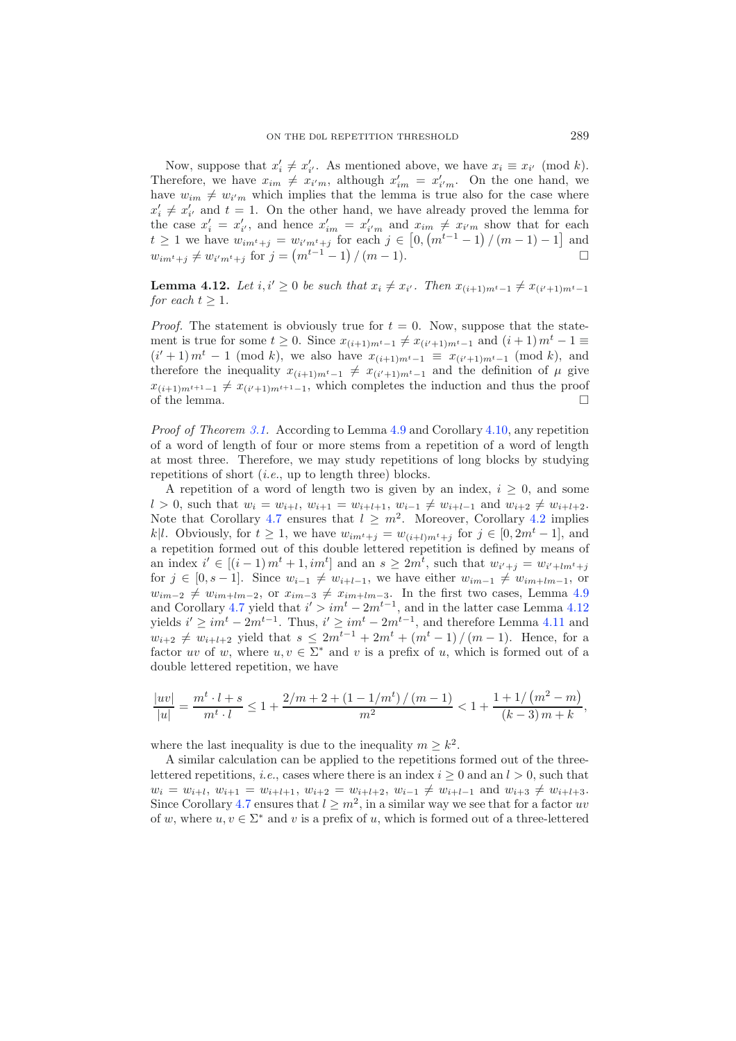Now, suppose that $x'_i \neq x'_{i'}$. As mentioned above, we have $x_i \equiv x_{i'} \pmod{k}$. Therefore, we have $x_{im} \neq x_{i'm}$, although $x'_{im} = x'_{i'm}$. On the one hand, we have $w_{im} \neq w_{i'm}$ which implies that the lemma is true also for the case where $x'_i \neq x'_{i'}$ and $t = 1$. On the other hand, we have already proved the lemma for the case $x'_i = x'_{i'}$, and hence $x'_{im} = x'_{i'm}$ and $x_{im} \neq x_{i'm}$ show that for each $t \geq 1$ we have $w_{im^t+j} = w_{i'm^t+j}$ for each $j \in \left[0, \left(m^{t-1}-1\right)/(m-1) - 1\right]$ and $w_{im^t+j} \neq w_{i'm^t+j}$ for $j = \left(m^{t-1}-1\right)/(m-1)$. □

**Lemma 4.12.** *Let $i, i' \geq 0$ be such that $x_i \neq x_{i'}$. Then $x_{(i+1)m^t-1} \neq x_{(i'+1)m^t-1}$ for each $t \geq 1$.*

*Proof.* The statement is obviously true for $t = 0$. Now, suppose that the statement is true for some $t \geq 0$. Since $x_{(i+1)m^t-1} \neq x_{(i'+1)m^t-1}$ and $(i+1)m^t - 1 \equiv (i'+1)m^t - 1 \pmod{k}$, we also have $x_{(i+1)m^t-1} \equiv x_{(i'+1)m^t-1} \pmod{k}$, and therefore the inequality $x_{(i+1)m^t-1} \neq x_{(i'+1)m^t-1}$ and the definition of $\mu$ give $x_{(i+1)m^{t+1}-1} \neq x_{(i'+1)m^{t+1}-1}$, which completes the induction and thus the proof of the lemma. □

*Proof of Theorem 3.1.* According to Lemma 4.9 and Corollary 4.10, any repetition of a word of length of four or more stems from a repetition of a word of length at most three. Therefore, we may study repetitions of long blocks by studying repetitions of short (*i.e.*, up to length three) blocks.

A repetition of a word of length two is given by an index, $i \geq 0$, and some $l > 0$, such that $w_i = w_{i+l}$, $w_{i+1} = w_{i+l+1}$, $w_{i-1} \neq w_{i+l-1}$ and $w_{i+2} \neq w_{i+l+2}$. Note that Corollary 4.7 ensures that $l \geq m^2$. Moreover, Corollary 4.2 implies $k|l$. Obviously, for $t \geq 1$, we have $w_{im^t+j} = w_{(i+l)m^t+j}$ for $j \in [0, 2m^t - 1]$, and a repetition formed out of this double lettered repetition is defined by means of an index $i' \in [(i-1)m^t + 1, im^t]$ and an $s \geq 2m^t$, such that $w_{i'+j} = w_{i'+lm^t+j}$ for $j \in [0, s-1]$. Since $w_{i-1} \neq w_{i+l-1}$, we have either $w_{im-1} \neq w_{im+lm-1}$, or $w_{im-2} \neq w_{im+lm-2}$, or $x_{im-3} \neq x_{im+lm-3}$. In the first two cases, Lemma 4.9 and Corollary 4.7 yield that $i' > im^t - 2m^{t-1}$, and in the latter case Lemma 4.12 yields $i' \geq im^t - 2m^{t-1}$. Thus, $i' \geq im^t - 2m^{t-1}$, and therefore Lemma 4.11 and $w_{i+2} \neq w_{i+l+2}$ yield that $s \leq 2m^{t-1} + 2m^t + (m^t - 1)/(m-1)$. Hence, for a factor $uv$ of $w$, where $u, v \in \Sigma^*$ and $v$ is a prefix of $u$, which is formed out of a double lettered repetition, we have

$$\frac{|uv|}{|u|} = \frac{m^t \cdot l + s}{m^t \cdot l} \leq 1 + \frac{2/m + 2 + (1 - 1/m^t)/(m-1)}{m^2} < 1 + \frac{1 + 1/\left(m^2 - m\right)}{(k-3)m + k},$$

where the last inequality is due to the inequality $m \geq k^2$.

A similar calculation can be applied to the repetitions formed out of the three-lettered repetitions, *i.e.*, cases where there is an index $i \geq 0$ and an $l > 0$, such that $w_i = w_{i+l}$, $w_{i+1} = w_{i+l+1}$, $w_{i+2} = w_{i+l+2}$, $w_{i-1} \neq w_{i+l-1}$ and $w_{i+3} \neq w_{i+l+3}$. Since Corollary 4.7 ensures that $l \geq m^2$, in a similar way we see that for a factor $uv$ of $w$, where $u, v \in \Sigma^*$ and $v$ is a prefix of $u$, which is formed out of a three-lettered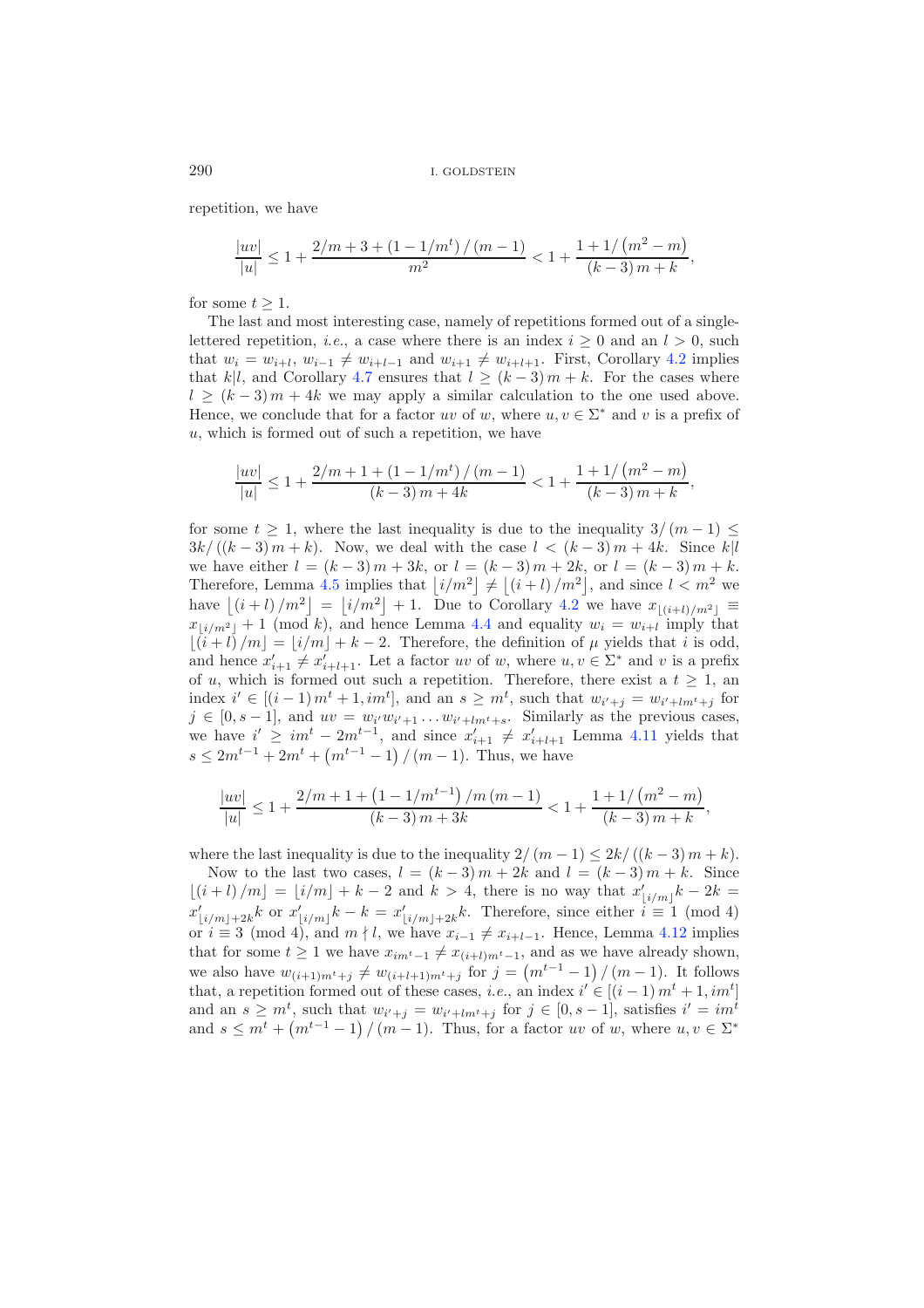repetition, we have

$$\frac{|uv|}{|u|} \leq 1 + \frac{2/m + 3 + (1 - 1/m^t)/(m-1)}{m^2} < 1 + \frac{1 + 1/\left(m^2 - m\right)}{(k-3)m + k},$$

for some $t \geq 1$.

The last and most interesting case, namely of repetitions formed out of a single-lettered repetition, *i.e.*, a case where there is an index $i \geq 0$ and an $l > 0$, such that $w_i = w_{i+l}$, $w_{i-1} \neq w_{i+l-1}$ and $w_{i+1} \neq w_{i+l+1}$. First, Corollary 4.2 implies that $k|l$, and Corollary 4.7 ensures that $l \geq (k-3)m + k$. For the cases where $l \geq (k-3)m + 4k$ we may apply a similar calculation to the one used above. Hence, we conclude that for a factor $uv$ of $w$, where $u, v \in \Sigma^*$ and $v$ is a prefix of $u$, which is formed out of such a repetition, we have

$$\frac{|uv|}{|u|} \leq 1 + \frac{2/m + 1 + (1 - 1/m^t)/(m-1)}{(k-3)m + 4k} < 1 + \frac{1 + 1/\left(m^2 - m\right)}{(k-3)m + k},$$

for some $t \geq 1$, where the last inequality is due to the inequality $3/(m-1) \leq 3k/((k-3)m + k)$. Now, we deal with the case $l < (k-3)m + 4k$. Since $k|l$ we have either $l = (k-3)m + 3k$, or $l = (k-3)m + 2k$, or $l = (k-3)m + k$. Therefore, Lemma 4.5 implies that $\lfloor i/m^2 \rfloor \neq \lfloor (i+l)/m^2 \rfloor$, and since $l < m^2$ we have $\lfloor (i+l)/m^2 \rfloor = \lfloor i/m^2 \rfloor + 1$. Due to Corollary 4.2 we have $x_{\lfloor (i+l)/m^2 \rfloor} \equiv x_{\lfloor i/m^2 \rfloor} + 1 \pmod{k}$, and hence Lemma 4.4 and equality $w_i = w_{i+l}$ imply that $\lfloor (i+l)/m \rfloor = \lfloor i/m \rfloor + k - 2$. Therefore, the definition of $\mu$ yields that $i$ is odd, and hence $x'_{i+1} \neq x'_{i+l+1}$. Let a factor $uv$ of $w$, where $u, v \in \Sigma^*$ and $v$ is a prefix of $u$, which is formed out such a repetition. Therefore, there exist a $t \geq 1$, an index $i' \in [(i-1)m^t + 1, im^t]$, and an $s \geq m^t$, such that $w_{i'+j} = w_{i'+lm^t+j}$ for $j \in [0, s-1]$, and $uv = w_{i'} w_{i'+1} \ldots w_{i'+lm^t+s}$. Similarly as the previous cases, we have $i' \geq im^t - 2m^{t-1}$, and since $x'_{i+1} \neq x'_{i+l+1}$ Lemma 4.11 yields that $s \leq 2m^{t-1} + 2m^t + \left(m^{t-1} - 1\right)/(m-1)$. Thus, we have

$$\frac{|uv|}{|u|} \leq 1 + \frac{2/m + 1 + \left(1 - 1/m^{t-1}\right)/m(m-1)}{(k-3)m + 3k} < 1 + \frac{1 + 1/\left(m^2 - m\right)}{(k-3)m + k},$$

where the last inequality is due to the inequality $2/(m-1) \leq 2k/((k-3)m + k)$.

Now to the last two cases, $l = (k-3)m + 2k$ and $l = (k-3)m + k$. Since $\lfloor (i+l)/m \rfloor = \lfloor i/m \rfloor + k - 2$ and $k > 4$, there is no way that $x'_{\lfloor i/m \rfloor} k - 2k = x'_{\lfloor i/m \rfloor + 2k} k$ or $x'_{\lfloor i/m \rfloor} k - k = x'_{\lfloor i/m \rfloor + 2k} k$. Therefore, since either $i \equiv 1 \pmod{4}$ or $i \equiv 3 \pmod{4}$, and $m \nmid l$, we have $x_{i-1} \neq x_{i+l-1}$. Hence, Lemma 4.12 implies that for some $t \geq 1$ we have $x_{im^t - 1} \neq x_{(i+l)m^t - 1}$, and as we have already shown, we also have $w_{(i+1)m^t + j} \neq w_{(i+l+1)m^t + j}$ for $j = \left(m^{t-1} - 1\right)/(m-1)$. It follows that, a repetition formed out of these cases, *i.e.*, an index $i' \in [(i-1)m^t + 1, im^t]$ and an $s \geq m^t$, such that $w_{i'+j} = w_{i'+lm^t+j}$ for $j \in [0, s-1]$, satisfies $i' = im^t$ and $s \leq m^t + \left(m^{t-1} - 1\right)/(m-1)$. Thus, for a factor $uv$ of $w$, where $u, v \in \Sigma^*$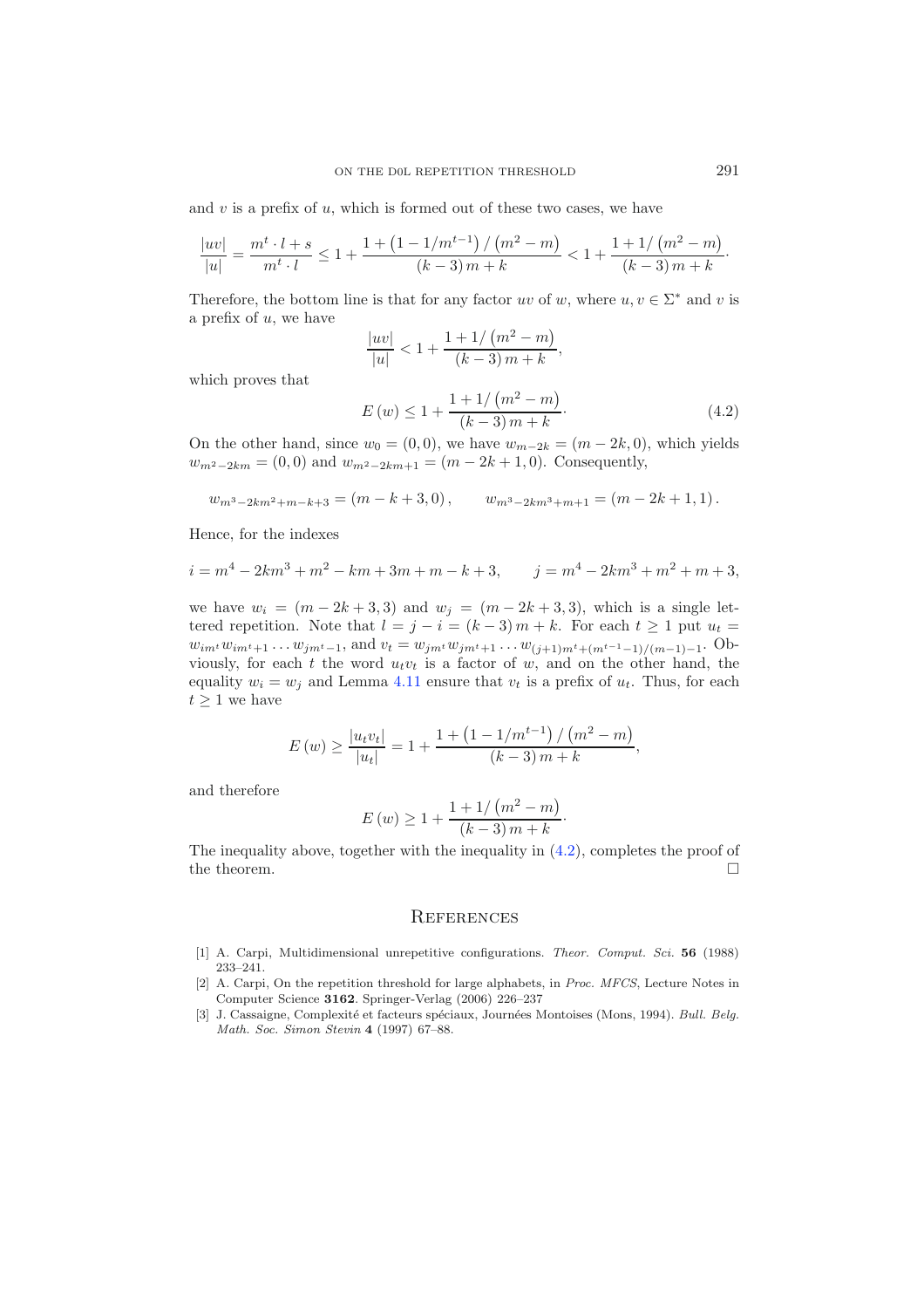and $v$ is a prefix of $u$, which is formed out of these two cases, we have

$$\frac{|uv|}{|u|} = \frac{m^t \cdot l + s}{m^t \cdot l} \leq 1 + \frac{1 + \left(1 - 1/m^{t-1}\right)/\left(m^2 - m\right)}{(k-3)\,m + k} < 1 + \frac{1 + 1/\left(m^2 - m\right)}{(k-3)\,m + k}\cdot$$

Therefore, the bottom line is that for any factor $uv$ of $w$, where $u, v \in \Sigma^*$ and $v$ is a prefix of $u$, we have

$$\frac{|uv|}{|u|} < 1 + \frac{1 + 1/\left(m^2 - m\right)}{(k-3)\,m + k},$$

which proves that

$$E\,(w) \leq 1 + \frac{1 + 1/\left(m^2 - m\right)}{(k-3)\,m + k}\cdot \tag{4.2}$$

On the other hand, since $w_0 = (0, 0)$, we have $w_{m-2k} = (m - 2k, 0)$, which yields $w_{m^2-2km} = (0, 0)$ and $w_{m^2-2km+1} = (m - 2k + 1, 0)$. Consequently,

$$w_{m^3-2km^2+m-k+3} = (m - k + 3, 0)\,, \qquad w_{m^3-2km^3+m+1} = (m - 2k + 1, 1)\,.$$

Hence, for the indexes

$$i = m^4 - 2km^3 + m^2 - km + 3m + m - k + 3, \qquad j = m^4 - 2km^3 + m^2 + m + 3,$$

we have $w_i = (m - 2k + 3, 3)$ and $w_j = (m - 2k + 3, 3)$, which is a single lettered repetition. Note that $l = j - i = (k - 3)\,m + k$. For each $t \geq 1$ put $u_t = w_{im^t} w_{im^t+1} \ldots w_{jm^t-1}$, and $v_t = w_{jm^t} w_{jm^t+1} \ldots w_{(j+1)m^t+(m^{t-1}-1)/(m-1)-1}$. Obviously, for each $t$ the word $u_t v_t$ is a factor of $w$, and on the other hand, the equality $w_i = w_j$ and Lemma 4.11 ensure that $v_t$ is a prefix of $u_t$. Thus, for each $t \geq 1$ we have

$$E\,(w) \geq \frac{|u_t v_t|}{|u_t|} = 1 + \frac{1 + \left(1 - 1/m^{t-1}\right)/\left(m^2 - m\right)}{(k-3)\,m + k},$$

and therefore

$$E\,(w) \geq 1 + \frac{1 + 1/\left(m^2 - m\right)}{(k-3)\,m + k}\cdot$$

The inequality above, together with the inequality in (4.2), completes the proof of the theorem. $\square$

## References

[1] A. Carpi, Multidimensional unrepetitive configurations. *Theor. Comput. Sci.* **56** (1988) 233–241.

[2] A. Carpi, On the repetition threshold for large alphabets, in *Proc. MFCS*, Lecture Notes in Computer Science **3162**. Springer-Verlag (2006) 226–237

[3] J. Cassaigne, Complexité et facteurs spéciaux, Journées Montoises (Mons, 1994). *Bull. Belg. Math. Soc. Simon Stevin* **4** (1997) 67–88.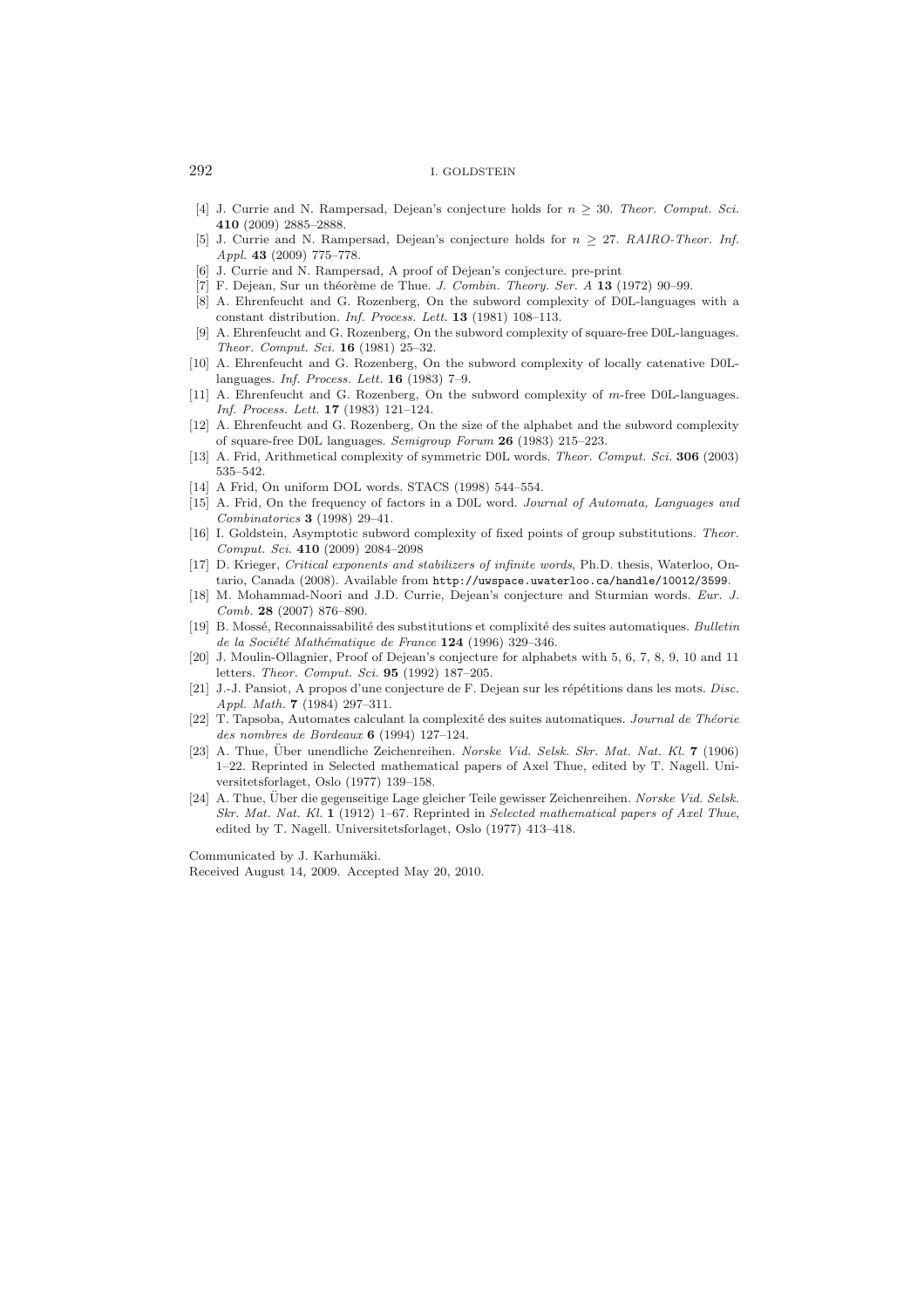[4] J. Currie and N. Rampersad, Dejean's conjecture holds for $n \geq 30$. *Theor. Comput. Sci.* **410** (2009) 2885–2888.

[5] J. Currie and N. Rampersad, Dejean's conjecture holds for $n \geq 27$. *RAIRO-Theor. Inf. Appl.* **43** (2009) 775–778.

[6] J. Currie and N. Rampersad, A proof of Dejean's conjecture. pre-print

[7] F. Dejean, Sur un théorème de Thue. *J. Combin. Theory. Ser. A* **13** (1972) 90–99.

[8] A. Ehrenfeucht and G. Rozenberg, On the subword complexity of D0L-languages with a constant distribution. *Inf. Process. Lett.* **13** (1981) 108–113.

[9] A. Ehrenfeucht and G. Rozenberg, On the subword complexity of square-free D0L-languages. *Theor. Comput. Sci.* **16** (1981) 25–32.

[10] A. Ehrenfeucht and G. Rozenberg, On the subword complexity of locally catenative D0L-languages. *Inf. Process. Lett.* **16** (1983) 7–9.

[11] A. Ehrenfeucht and G. Rozenberg, On the subword complexity of $m$-free D0L-languages. *Inf. Process. Lett.* **17** (1983) 121–124.

[12] A. Ehrenfeucht and G. Rozenberg, On the size of the alphabet and the subword complexity of square-free D0L languages. *Semigroup Forum* **26** (1983) 215–223.

[13] A. Frid, Arithmetical complexity of symmetric D0L words. *Theor. Comput. Sci.* **306** (2003) 535–542.

[14] A Frid, On uniform DOL words. STACS (1998) 544–554.

[15] A. Frid, On the frequency of factors in a D0L word. *Journal of Automata, Languages and Combinatorics* **3** (1998) 29–41.

[16] I. Goldstein, Asymptotic subword complexity of fixed points of group substitutions. *Theor. Comput. Sci.* **410** (2009) 2084–2098

[17] D. Krieger, *Critical exponents and stabilizers of infinite words*, Ph.D. thesis, Waterloo, Ontario, Canada (2008). Available from `http://uwspace.uwaterloo.ca/handle/10012/3599`.

[18] M. Mohammad-Noori and J.D. Currie, Dejean's conjecture and Sturmian words. *Eur. J. Comb.* **28** (2007) 876–890.

[19] B. Mossé, Reconnaissabilité des substitutions et complexité des suites automatiques. *Bulletin de la Société Mathématique de France* **124** (1996) 329–346.

[20] J. Moulin-Ollagnier, Proof of Dejean's conjecture for alphabets with 5, 6, 7, 8, 9, 10 and 11 letters. *Theor. Comput. Sci.* **95** (1992) 187–205.

[21] J.-J. Pansiot, A propos d'une conjecture de F. Dejean sur les répétitions dans les mots. *Disc. Appl. Math.* **7** (1984) 297–311.

[22] T. Tapsoba, Automates calculant la complexité des suites automatiques. *Journal de Théorie des nombres de Bordeaux* **6** (1994) 127–124.

[23] A. Thue, Über unendliche Zeichenreihen. *Norske Vid. Selsk. Skr. Mat. Nat. Kl.* **7** (1906) 1–22. Reprinted in Selected mathematical papers of Axel Thue, edited by T. Nagell. Universitetsforlaget, Oslo (1977) 139–158.

[24] A. Thue, Über die gegenseitige Lage gleicher Teile gewisser Zeichenreihen. *Norske Vid. Selsk. Skr. Mat. Nat. Kl.* **1** (1912) 1–67. Reprinted in *Selected mathematical papers of Axel Thue*, edited by T. Nagell. Universitetsforlaget, Oslo (1977) 413–418.

Communicated by J. Karhumäki.

Received August 14, 2009. Accepted May 20, 2010.